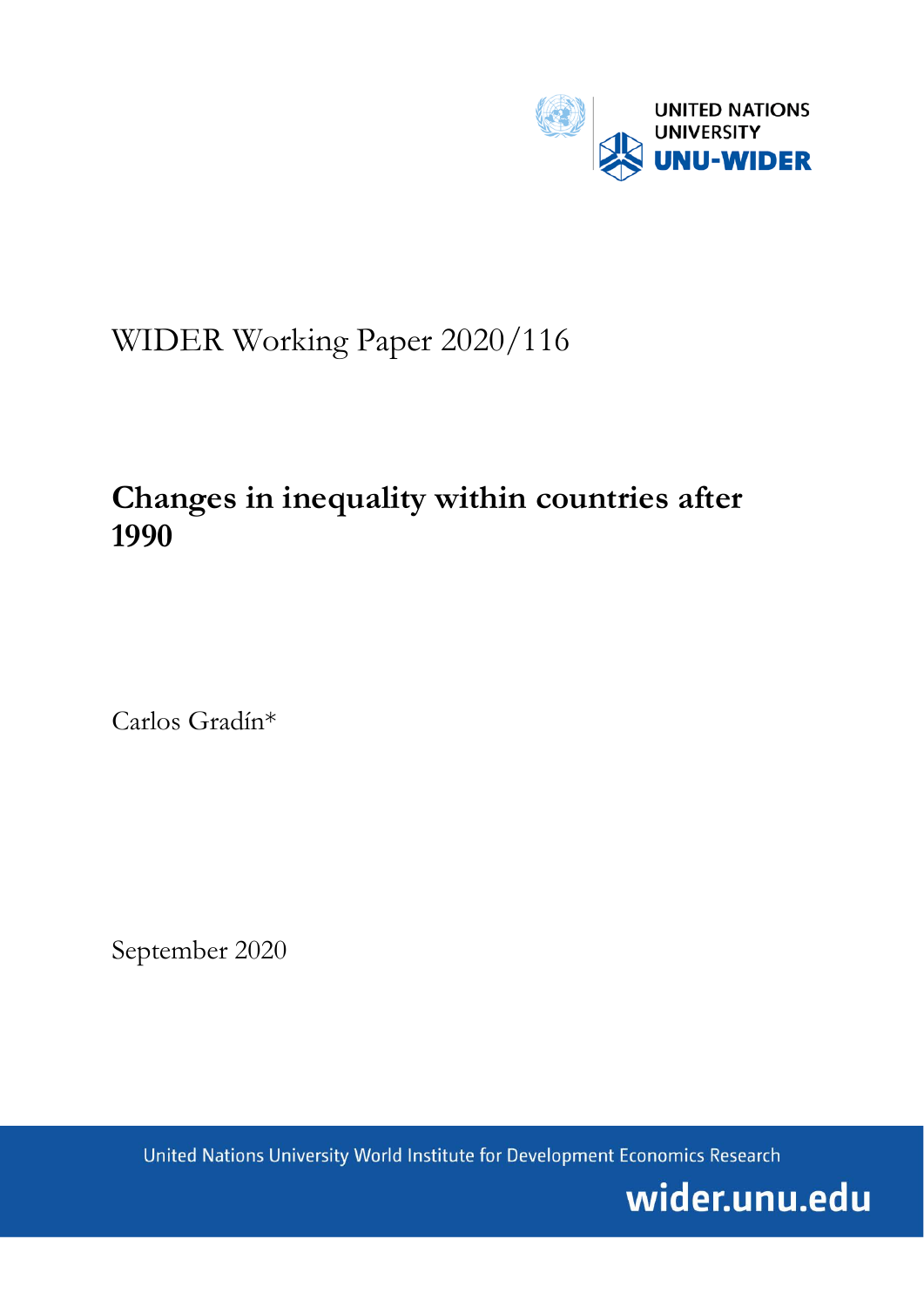UNITED NATIONS UNIVERSITY

UNU-WIDER

WIDER Working Paper 2020/116

# Changes in inequality within countries after 1990

Carlos Gradín*

September 2020

United Nations University World Institute for Development Economics Research

wider.unu.edu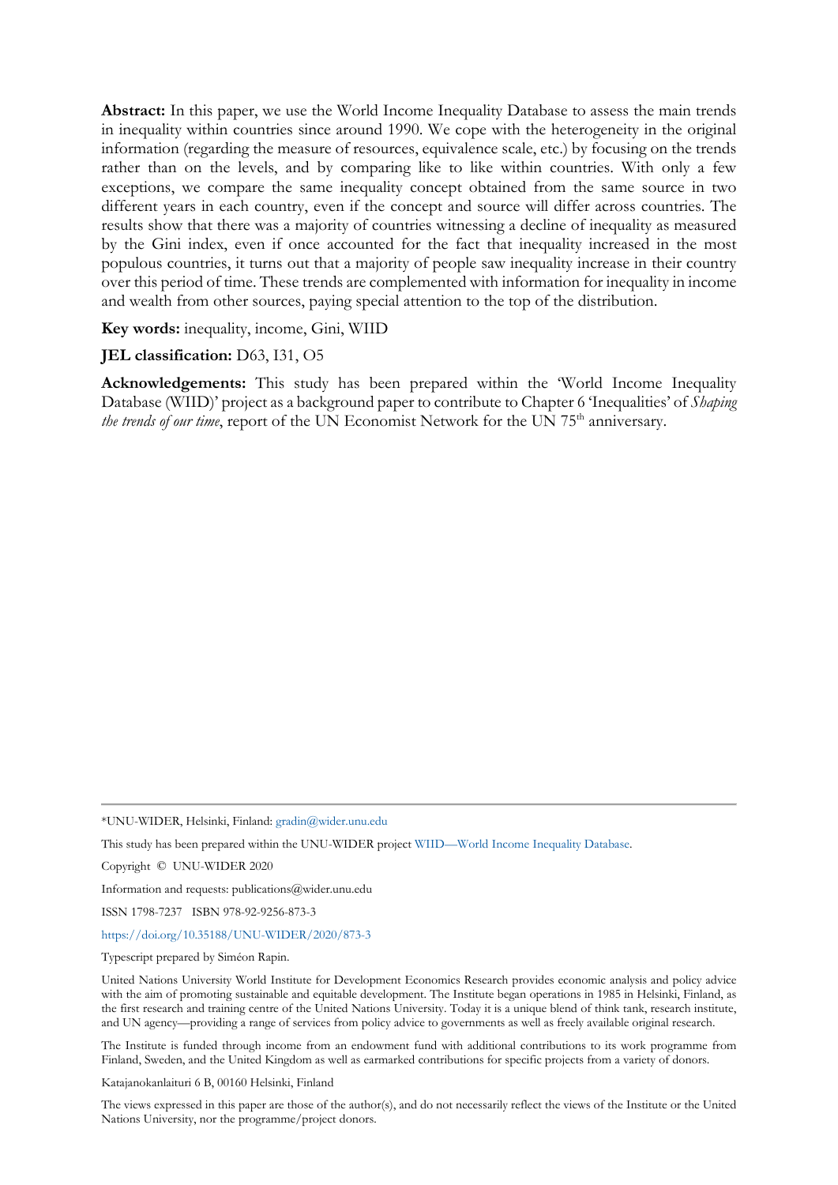**Abstract:** In this paper, we use the World Income Inequality Database to assess the main trends in inequality within countries since around 1990. We cope with the heterogeneity in the original information (regarding the measure of resources, equivalence scale, etc.) by focusing on the trends rather than on the levels, and by comparing like to like within countries. With only a few exceptions, we compare the same inequality concept obtained from the same source in two different years in each country, even if the concept and source will differ across countries. The results show that there was a majority of countries witnessing a decline of inequality as measured by the Gini index, even if once accounted for the fact that inequality increased in the most populous countries, it turns out that a majority of people saw inequality increase in their country over this period of time. These trends are complemented with information for inequality in income and wealth from other sources, paying special attention to the top of the distribution.

**Key words:** inequality, income, Gini, WIID

**JEL classification:** D63, I31, O5

**Acknowledgements:** This study has been prepared within the 'World Income Inequality Database (WIID)' project as a background paper to contribute to Chapter 6 'Inequalities' of *Shaping the trends of our time*, report of the UN Economist Network for the UN 75th anniversary.

---

*UNU-WIDER, Helsinki, Finland: gradin@wider.unu.edu

This study has been prepared within the UNU-WIDER project WIID—World Income Inequality Database.

Copyright © UNU-WIDER 2020

Information and requests: publications@wider.unu.edu

ISSN 1798-7237 ISBN 978-92-9256-873-3

https://doi.org/10.35188/UNU-WIDER/2020/873-3

Typescript prepared by Siméon Rapin.

United Nations University World Institute for Development Economics Research provides economic analysis and policy advice with the aim of promoting sustainable and equitable development. The Institute began operations in 1985 in Helsinki, Finland, as the first research and training centre of the United Nations University. Today it is a unique blend of think tank, research institute, and UN agency—providing a range of services from policy advice to governments as well as freely available original research.

The Institute is funded through income from an endowment fund with additional contributions to its work programme from Finland, Sweden, and the United Kingdom as well as earmarked contributions for specific projects from a variety of donors.

Katajanokanlaituri 6 B, 00160 Helsinki, Finland

The views expressed in this paper are those of the author(s), and do not necessarily reflect the views of the Institute or the United Nations University, nor the programme/project donors.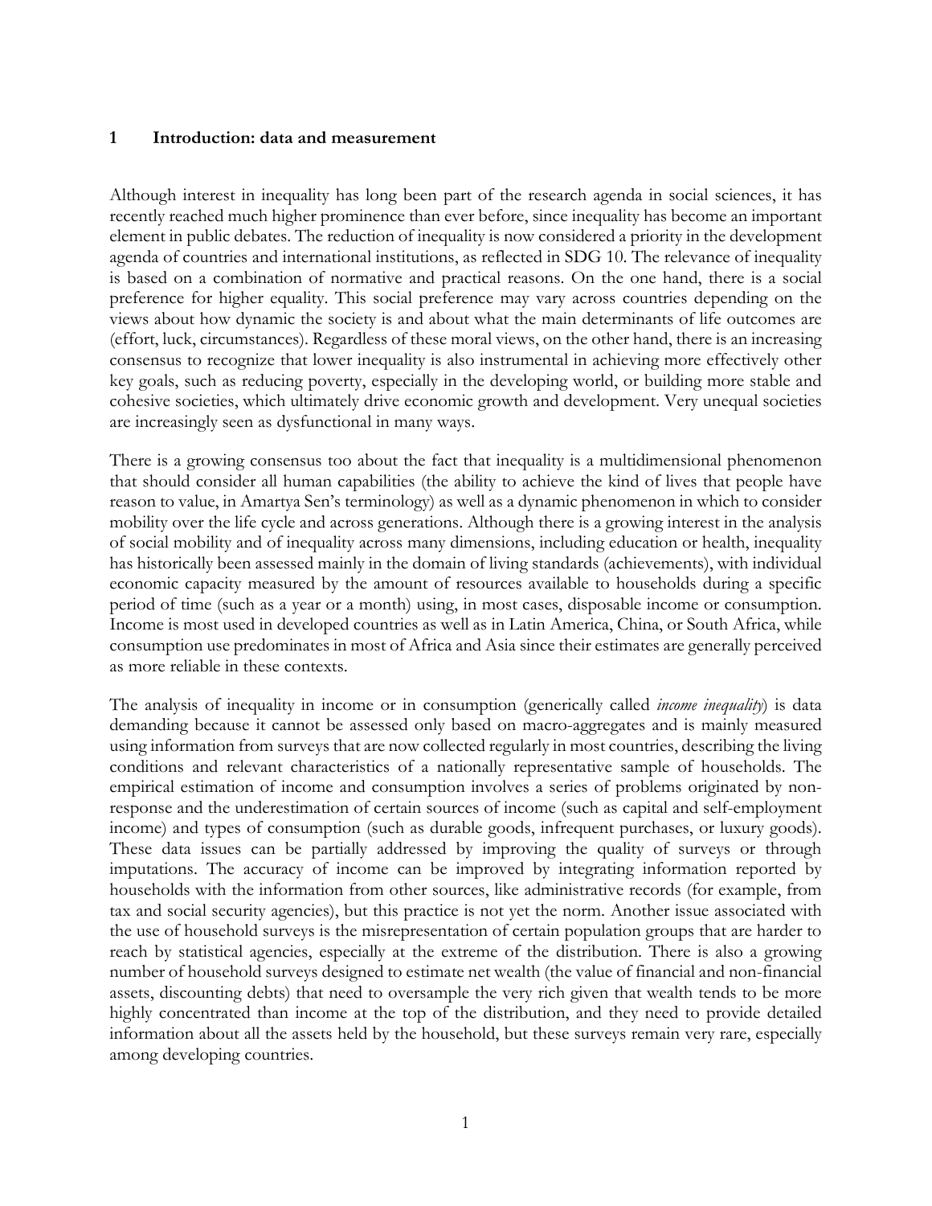## 1 Introduction: data and measurement

Although interest in inequality has long been part of the research agenda in social sciences, it has recently reached much higher prominence than ever before, since inequality has become an important element in public debates. The reduction of inequality is now considered a priority in the development agenda of countries and international institutions, as reflected in SDG 10. The relevance of inequality is based on a combination of normative and practical reasons. On the one hand, there is a social preference for higher equality. This social preference may vary across countries depending on the views about how dynamic the society is and about what the main determinants of life outcomes are (effort, luck, circumstances). Regardless of these moral views, on the other hand, there is an increasing consensus to recognize that lower inequality is also instrumental in achieving more effectively other key goals, such as reducing poverty, especially in the developing world, or building more stable and cohesive societies, which ultimately drive economic growth and development. Very unequal societies are increasingly seen as dysfunctional in many ways.

There is a growing consensus too about the fact that inequality is a multidimensional phenomenon that should consider all human capabilities (the ability to achieve the kind of lives that people have reason to value, in Amartya Sen's terminology) as well as a dynamic phenomenon in which to consider mobility over the life cycle and across generations. Although there is a growing interest in the analysis of social mobility and of inequality across many dimensions, including education or health, inequality has historically been assessed mainly in the domain of living standards (achievements), with individual economic capacity measured by the amount of resources available to households during a specific period of time (such as a year or a month) using, in most cases, disposable income or consumption. Income is most used in developed countries as well as in Latin America, China, or South Africa, while consumption use predominates in most of Africa and Asia since their estimates are generally perceived as more reliable in these contexts.

The analysis of inequality in income or in consumption (generically called *income inequality*) is data demanding because it cannot be assessed only based on macro-aggregates and is mainly measured using information from surveys that are now collected regularly in most countries, describing the living conditions and relevant characteristics of a nationally representative sample of households. The empirical estimation of income and consumption involves a series of problems originated by non-response and the underestimation of certain sources of income (such as capital and self-employment income) and types of consumption (such as durable goods, infrequent purchases, or luxury goods). These data issues can be partially addressed by improving the quality of surveys or through imputations. The accuracy of income can be improved by integrating information reported by households with the information from other sources, like administrative records (for example, from tax and social security agencies), but this practice is not yet the norm. Another issue associated with the use of household surveys is the misrepresentation of certain population groups that are harder to reach by statistical agencies, especially at the extreme of the distribution. There is also a growing number of household surveys designed to estimate net wealth (the value of financial and non-financial assets, discounting debts) that need to oversample the very rich given that wealth tends to be more highly concentrated than income at the top of the distribution, and they need to provide detailed information about all the assets held by the household, but these surveys remain very rare, especially among developing countries.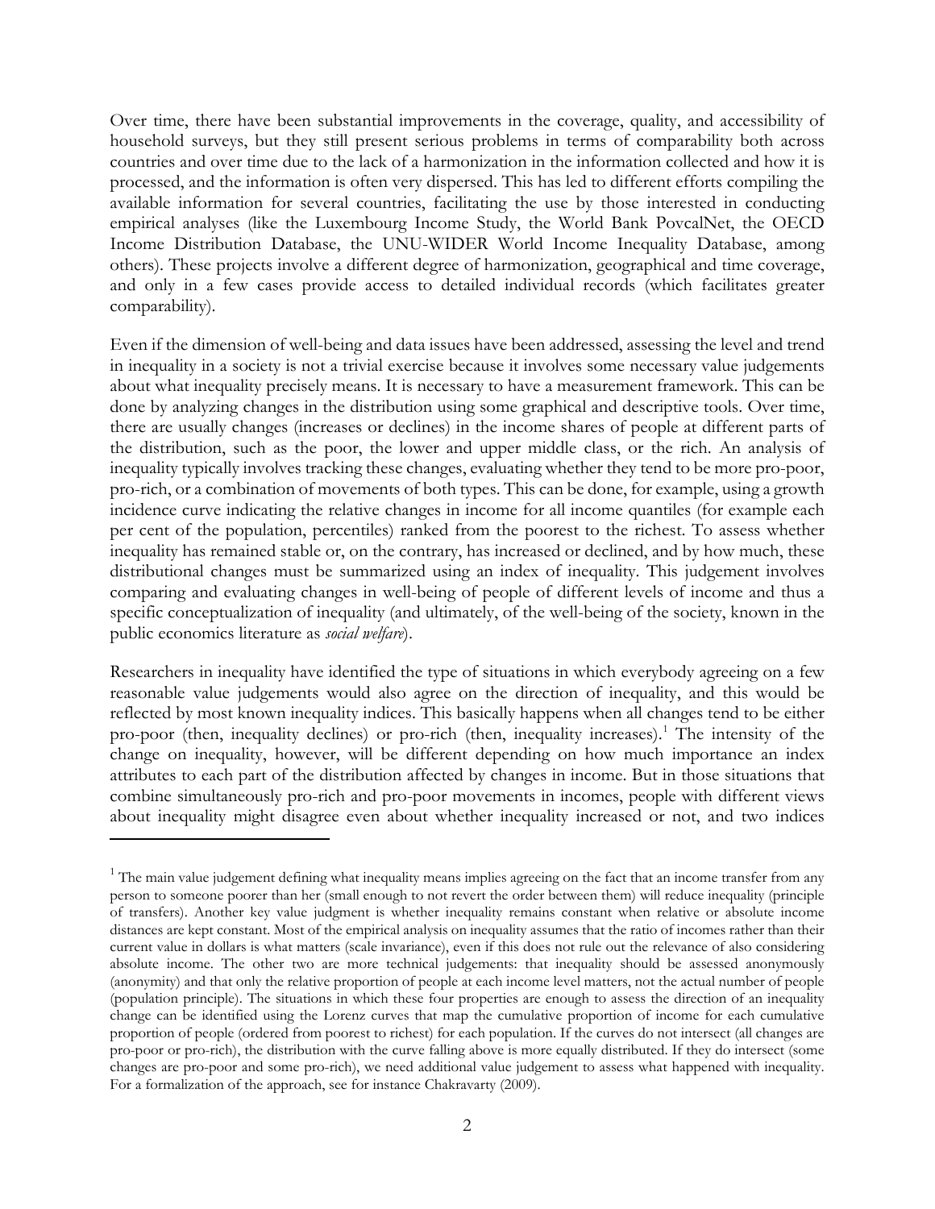Over time, there have been substantial improvements in the coverage, quality, and accessibility of household surveys, but they still present serious problems in terms of comparability both across countries and over time due to the lack of a harmonization in the information collected and how it is processed, and the information is often very dispersed. This has led to different efforts compiling the available information for several countries, facilitating the use by those interested in conducting empirical analyses (like the Luxembourg Income Study, the World Bank PovcalNet, the OECD Income Distribution Database, the UNU-WIDER World Income Inequality Database, among others). These projects involve a different degree of harmonization, geographical and time coverage, and only in a few cases provide access to detailed individual records (which facilitates greater comparability).

Even if the dimension of well-being and data issues have been addressed, assessing the level and trend in inequality in a society is not a trivial exercise because it involves some necessary value judgements about what inequality precisely means. It is necessary to have a measurement framework. This can be done by analyzing changes in the distribution using some graphical and descriptive tools. Over time, there are usually changes (increases or declines) in the income shares of people at different parts of the distribution, such as the poor, the lower and upper middle class, or the rich. An analysis of inequality typically involves tracking these changes, evaluating whether they tend to be more pro-poor, pro-rich, or a combination of movements of both types. This can be done, for example, using a growth incidence curve indicating the relative changes in income for all income quantiles (for example each per cent of the population, percentiles) ranked from the poorest to the richest. To assess whether inequality has remained stable or, on the contrary, has increased or declined, and by how much, these distributional changes must be summarized using an index of inequality. This judgement involves comparing and evaluating changes in well-being of people of different levels of income and thus a specific conceptualization of inequality (and ultimately, of the well-being of the society, known in the public economics literature as *social welfare*).

Researchers in inequality have identified the type of situations in which everybody agreeing on a few reasonable value judgements would also agree on the direction of inequality, and this would be reflected by most known inequality indices. This basically happens when all changes tend to be either pro-poor (then, inequality declines) or pro-rich (then, inequality increases).[1] The intensity of the change on inequality, however, will be different depending on how much importance an index attributes to each part of the distribution affected by changes in income. But in those situations that combine simultaneously pro-rich and pro-poor movements in incomes, people with different views about inequality might disagree even about whether inequality increased or not, and two indices

---

[1] The main value judgement defining what inequality means implies agreeing on the fact that an income transfer from any person to someone poorer than her (small enough to not revert the order between them) will reduce inequality (principle of transfers). Another key value judgment is whether inequality remains constant when relative or absolute income distances are kept constant. Most of the empirical analysis on inequality assumes that the ratio of incomes rather than their current value in dollars is what matters (scale invariance), even if this does not rule out the relevance of also considering absolute income. The other two are more technical judgements: that inequality should be assessed anonymously (anonymity) and that only the relative proportion of people at each income level matters, not the actual number of people (population principle). The situations in which these four properties are enough to assess the direction of an inequality change can be identified using the Lorenz curves that map the cumulative proportion of income for each cumulative proportion of people (ordered from poorest to richest) for each population. If the curves do not intersect (all changes are pro-poor or pro-rich), the distribution with the curve falling above is more equally distributed. If they do intersect (some changes are pro-poor and some pro-rich), we need additional value judgement to assess what happened with inequality. For a formalization of the approach, see for instance Chakravarty (2009).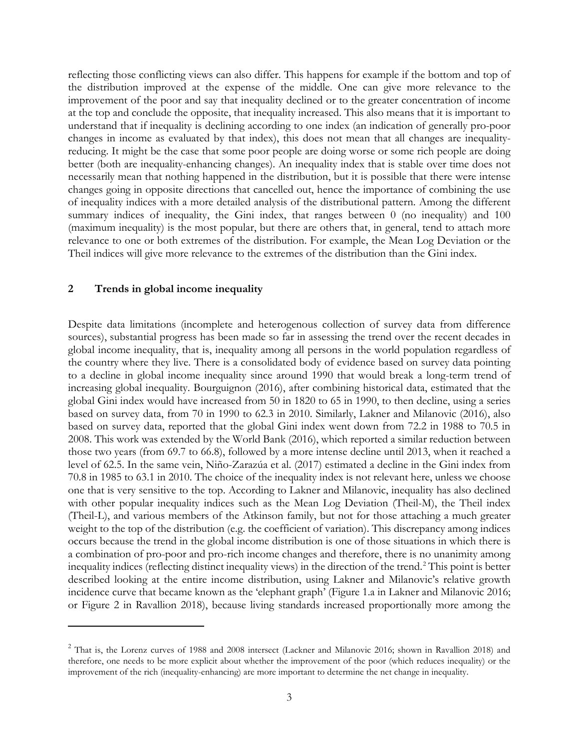reflecting those conflicting views can also differ. This happens for example if the bottom and top of the distribution improved at the expense of the middle. One can give more relevance to the improvement of the poor and say that inequality declined or to the greater concentration of income at the top and conclude the opposite, that inequality increased. This also means that it is important to understand that if inequality is declining according to one index (an indication of generally pro-poor changes in income as evaluated by that index), this does not mean that all changes are inequality-reducing. It might be the case that some poor people are doing worse or some rich people are doing better (both are inequality-enhancing changes). An inequality index that is stable over time does not necessarily mean that nothing happened in the distribution, but it is possible that there were intense changes going in opposite directions that cancelled out, hence the importance of combining the use of inequality indices with a more detailed analysis of the distributional pattern. Among the different summary indices of inequality, the Gini index, that ranges between 0 (no inequality) and 100 (maximum inequality) is the most popular, but there are others that, in general, tend to attach more relevance to one or both extremes of the distribution. For example, the Mean Log Deviation or the Theil indices will give more relevance to the extremes of the distribution than the Gini index.

## 2 Trends in global income inequality

Despite data limitations (incomplete and heterogenous collection of survey data from difference sources), substantial progress has been made so far in assessing the trend over the recent decades in global income inequality, that is, inequality among all persons in the world population regardless of the country where they live. There is a consolidated body of evidence based on survey data pointing to a decline in global income inequality since around 1990 that would break a long-term trend of increasing global inequality. Bourguignon (2016), after combining historical data, estimated that the global Gini index would have increased from 50 in 1820 to 65 in 1990, to then decline, using a series based on survey data, from 70 in 1990 to 62.3 in 2010. Similarly, Lakner and Milanovic (2016), also based on survey data, reported that the global Gini index went down from 72.2 in 1988 to 70.5 in 2008. This work was extended by the World Bank (2016), which reported a similar reduction between those two years (from 69.7 to 66.8), followed by a more intense decline until 2013, when it reached a level of 62.5. In the same vein, Niño-Zarazúa et al. (2017) estimated a decline in the Gini index from 70.8 in 1985 to 63.1 in 2010. The choice of the inequality index is not relevant here, unless we choose one that is very sensitive to the top. According to Lakner and Milanovic, inequality has also declined with other popular inequality indices such as the Mean Log Deviation (Theil-M), the Theil index (Theil-L), and various members of the Atkinson family, but not for those attaching a much greater weight to the top of the distribution (e.g. the coefficient of variation). This discrepancy among indices occurs because the trend in the global income distribution is one of those situations in which there is a combination of pro-poor and pro-rich income changes and therefore, there is no unanimity among inequality indices (reflecting distinct inequality views) in the direction of the trend.[2] This point is better described looking at the entire income distribution, using Lakner and Milanovic's relative growth incidence curve that became known as the 'elephant graph' (Figure 1.a in Lakner and Milanovic 2016; or Figure 2 in Ravallion 2018), because living standards increased proportionally more among the

---

[2] That is, the Lorenz curves of 1988 and 2008 intersect (Lackner and Milanovic 2016; shown in Ravallion 2018) and therefore, one needs to be more explicit about whether the improvement of the poor (which reduces inequality) or the improvement of the rich (inequality-enhancing) are more important to determine the net change in inequality.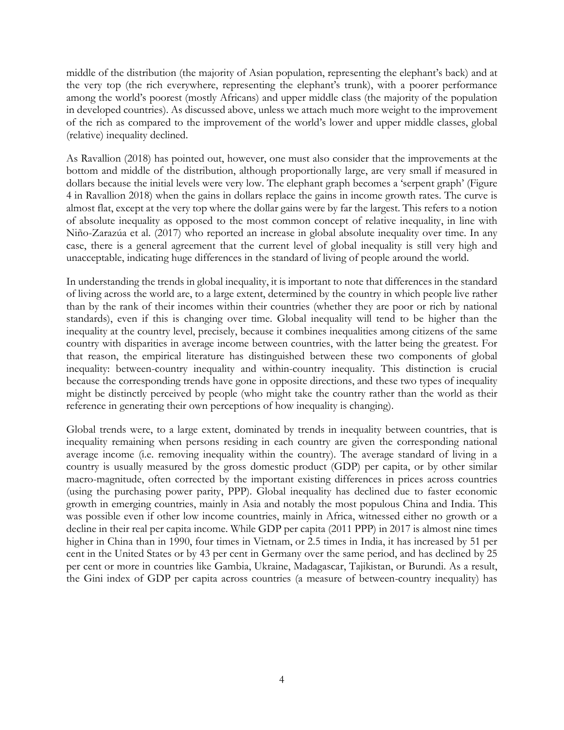middle of the distribution (the majority of Asian population, representing the elephant's back) and at the very top (the rich everywhere, representing the elephant's trunk), with a poorer performance among the world's poorest (mostly Africans) and upper middle class (the majority of the population in developed countries). As discussed above, unless we attach much more weight to the improvement of the rich as compared to the improvement of the world's lower and upper middle classes, global (relative) inequality declined.

As Ravallion (2018) has pointed out, however, one must also consider that the improvements at the bottom and middle of the distribution, although proportionally large, are very small if measured in dollars because the initial levels were very low. The elephant graph becomes a 'serpent graph' (Figure 4 in Ravallion 2018) when the gains in dollars replace the gains in income growth rates. The curve is almost flat, except at the very top where the dollar gains were by far the largest. This refers to a notion of absolute inequality as opposed to the most common concept of relative inequality, in line with Niño-Zarazúa et al. (2017) who reported an increase in global absolute inequality over time. In any case, there is a general agreement that the current level of global inequality is still very high and unacceptable, indicating huge differences in the standard of living of people around the world.

In understanding the trends in global inequality, it is important to note that differences in the standard of living across the world are, to a large extent, determined by the country in which people live rather than by the rank of their incomes within their countries (whether they are poor or rich by national standards), even if this is changing over time. Global inequality will tend to be higher than the inequality at the country level, precisely, because it combines inequalities among citizens of the same country with disparities in average income between countries, with the latter being the greatest. For that reason, the empirical literature has distinguished between these two components of global inequality: between-country inequality and within-country inequality. This distinction is crucial because the corresponding trends have gone in opposite directions, and these two types of inequality might be distinctly perceived by people (who might take the country rather than the world as their reference in generating their own perceptions of how inequality is changing).

Global trends were, to a large extent, dominated by trends in inequality between countries, that is inequality remaining when persons residing in each country are given the corresponding national average income (i.e. removing inequality within the country). The average standard of living in a country is usually measured by the gross domestic product (GDP) per capita, or by other similar macro-magnitude, often corrected by the important existing differences in prices across countries (using the purchasing power parity, PPP). Global inequality has declined due to faster economic growth in emerging countries, mainly in Asia and notably the most populous China and India. This was possible even if other low income countries, mainly in Africa, witnessed either no growth or a decline in their real per capita income. While GDP per capita (2011 PPP) in 2017 is almost nine times higher in China than in 1990, four times in Vietnam, or 2.5 times in India, it has increased by 51 per cent in the United States or by 43 per cent in Germany over the same period, and has declined by 25 per cent or more in countries like Gambia, Ukraine, Madagascar, Tajikistan, or Burundi. As a result, the Gini index of GDP per capita across countries (a measure of between-country inequality) has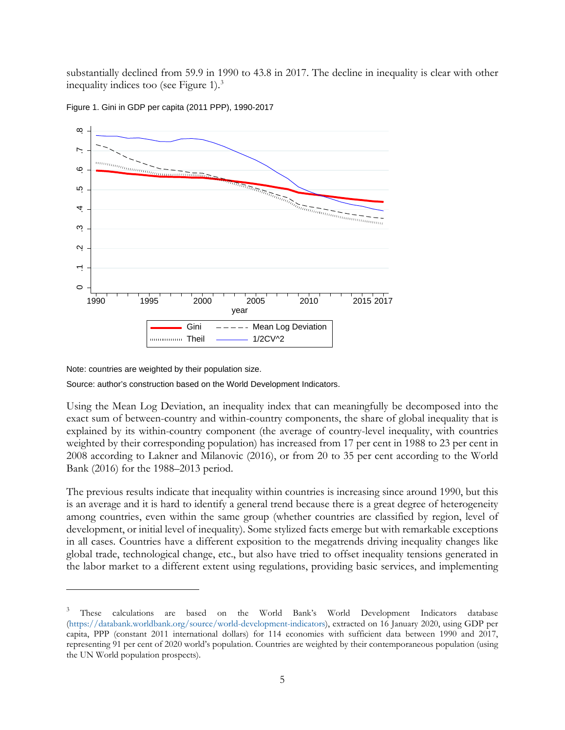substantially declined from 59.9 in 1990 to 43.8 in 2017. The decline in inequality is clear with other inequality indices too (see Figure 1).[3]

Figure 1. Gini in GDP per capita (2011 PPP), 1990-2017

Note: countries are weighted by their population size.

Source: author's construction based on the World Development Indicators.

Using the Mean Log Deviation, an inequality index that can meaningfully be decomposed into the exact sum of between-country and within-country components, the share of global inequality that is explained by its within-country component (the average of country-level inequality, with countries weighted by their corresponding population) has increased from 17 per cent in 1988 to 23 per cent in 2008 according to Lakner and Milanovic (2016), or from 20 to 35 per cent according to the World Bank (2016) for the 1988–2013 period.

The previous results indicate that inequality within countries is increasing since around 1990, but this is an average and it is hard to identify a general trend because there is a great degree of heterogeneity among countries, even within the same group (whether countries are classified by region, level of development, or initial level of inequality). Some stylized facts emerge but with remarkable exceptions in all cases. Countries have a different exposition to the megatrends driving inequality changes like global trade, technological change, etc., but also have tried to offset inequality tensions generated in the labor market to a different extent using regulations, providing basic services, and implementing

---

[3] These calculations are based on the World Bank's World Development Indicators database (https://databank.worldbank.org/source/world-development-indicators), extracted on 16 January 2020, using GDP per capita, PPP (constant 2011 international dollars) for 114 economies with sufficient data between 1990 and 2017, representing 91 per cent of 2020 world's population. Countries are weighted by their contemporaneous population (using the UN World population prospects).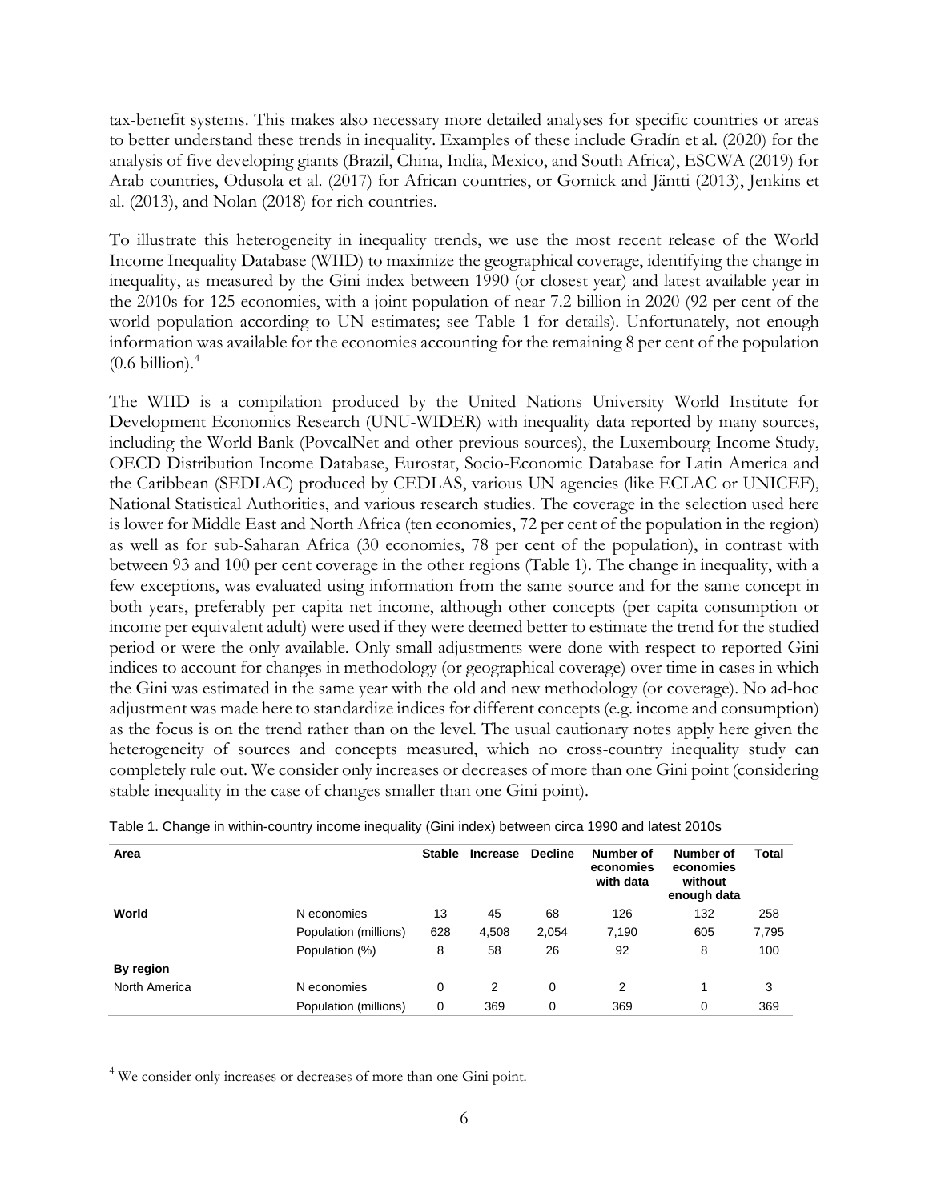tax-benefit systems. This makes also necessary more detailed analyses for specific countries or areas to better understand these trends in inequality. Examples of these include Gradín et al. (2020) for the analysis of five developing giants (Brazil, China, India, Mexico, and South Africa), ESCWA (2019) for Arab countries, Odusola et al. (2017) for African countries, or Gornick and Jäntti (2013), Jenkins et al. (2013), and Nolan (2018) for rich countries.

To illustrate this heterogeneity in inequality trends, we use the most recent release of the World Income Inequality Database (WIID) to maximize the geographical coverage, identifying the change in inequality, as measured by the Gini index between 1990 (or closest year) and latest available year in the 2010s for 125 economies, with a joint population of near 7.2 billion in 2020 (92 per cent of the world population according to UN estimates; see Table 1 for details). Unfortunately, not enough information was available for the economies accounting for the remaining 8 per cent of the population (0.6 billion).[4]

The WIID is a compilation produced by the United Nations University World Institute for Development Economics Research (UNU-WIDER) with inequality data reported by many sources, including the World Bank (PovcalNet and other previous sources), the Luxembourg Income Study, OECD Distribution Income Database, Eurostat, Socio-Economic Database for Latin America and the Caribbean (SEDLAC) produced by CEDLAS, various UN agencies (like ECLAC or UNICEF), National Statistical Authorities, and various research studies. The coverage in the selection used here is lower for Middle East and North Africa (ten economies, 72 per cent of the population in the region) as well as for sub-Saharan Africa (30 economies, 78 per cent of the population), in contrast with between 93 and 100 per cent coverage in the other regions (Table 1). The change in inequality, with a few exceptions, was evaluated using information from the same source and for the same concept in both years, preferably per capita net income, although other concepts (per capita consumption or income per equivalent adult) were used if they were deemed better to estimate the trend for the studied period or were the only available. Only small adjustments were done with respect to reported Gini indices to account for changes in methodology (or geographical coverage) over time in cases in which the Gini was estimated in the same year with the old and new methodology (or coverage). No ad-hoc adjustment was made here to standardize indices for different concepts (e.g. income and consumption) as the focus is on the trend rather than on the level. The usual cautionary notes apply here given the heterogeneity of sources and concepts measured, which no cross-country inequality study can completely rule out. We consider only increases or decreases of more than one Gini point (considering stable inequality in the case of changes smaller than one Gini point).

Table 1. Change in within-country income inequality (Gini index) between circa 1990 and latest 2010s

| Area | | Stable | Increase | Decline | Number of economies with data | Number of economies without enough data | Total |
|---|---|---|---|---|---|---|---|
| **World** | N economies | 13 | 45 | 68 | 126 | 132 | 258 |
| | Population (millions) | 628 | 4,508 | 2,054 | 7,190 | 605 | 7,795 |
| | Population (%) | 8 | 58 | 26 | 92 | 8 | 100 |
| **By region** | | | | | | | |
| North America | N economies | 0 | 2 | 0 | 2 | 1 | 3 |
| | Population (millions) | 0 | 369 | 0 | 369 | 0 | 369 |

[4] We consider only increases or decreases of more than one Gini point.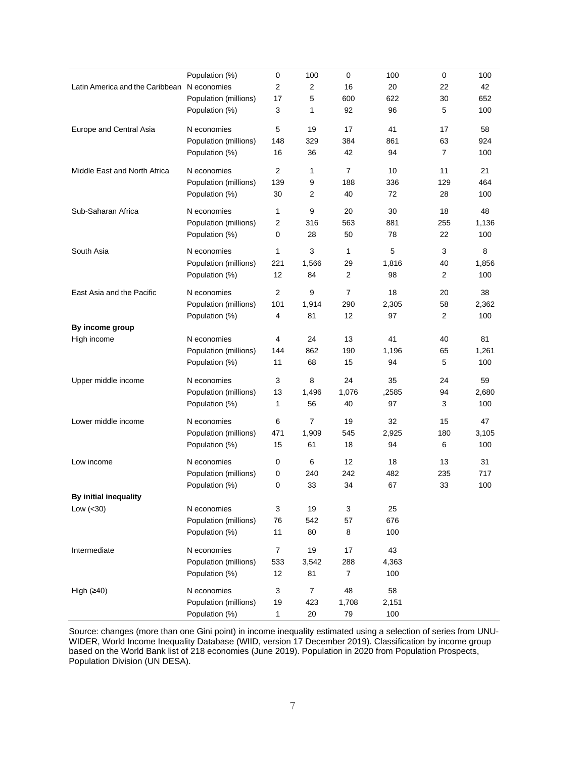|  |  |  |  |  |  |  |  |
|---|---|---|---|---|---|---|---|
|  | Population (%) | 0 | 100 | 0 | 100 | 0 | 100 |
| Latin America and the Caribbean | N economies | 2 | 2 | 16 | 20 | 22 | 42 |
|  | Population (millions) | 17 | 5 | 600 | 622 | 30 | 652 |
|  | Population (%) | 3 | 1 | 92 | 96 | 5 | 100 |
| Europe and Central Asia | N economies | 5 | 19 | 17 | 41 | 17 | 58 |
|  | Population (millions) | 148 | 329 | 384 | 861 | 63 | 924 |
|  | Population (%) | 16 | 36 | 42 | 94 | 7 | 100 |
| Middle East and North Africa | N economies | 2 | 1 | 7 | 10 | 11 | 21 |
|  | Population (millions) | 139 | 9 | 188 | 336 | 129 | 464 |
|  | Population (%) | 30 | 2 | 40 | 72 | 28 | 100 |
| Sub-Saharan Africa | N economies | 1 | 9 | 20 | 30 | 18 | 48 |
|  | Population (millions) | 2 | 316 | 563 | 881 | 255 | 1,136 |
|  | Population (%) | 0 | 28 | 50 | 78 | 22 | 100 |
| South Asia | N economies | 1 | 3 | 1 | 5 | 3 | 8 |
|  | Population (millions) | 221 | 1,566 | 29 | 1,816 | 40 | 1,856 |
|  | Population (%) | 12 | 84 | 2 | 98 | 2 | 100 |
| East Asia and the Pacific | N economies | 2 | 9 | 7 | 18 | 20 | 38 |
|  | Population (millions) | 101 | 1,914 | 290 | 2,305 | 58 | 2,362 |
|  | Population (%) | 4 | 81 | 12 | 97 | 2 | 100 |
| **By income group** |  |  |  |  |  |  |  |
| High income | N economies | 4 | 24 | 13 | 41 | 40 | 81 |
|  | Population (millions) | 144 | 862 | 190 | 1,196 | 65 | 1,261 |
|  | Population (%) | 11 | 68 | 15 | 94 | 5 | 100 |
| Upper middle income | N economies | 3 | 8 | 24 | 35 | 24 | 59 |
|  | Population (millions) | 13 | 1,496 | 1,076 | ,2585 | 94 | 2,680 |
|  | Population (%) | 1 | 56 | 40 | 97 | 3 | 100 |
| Lower middle income | N economies | 6 | 7 | 19 | 32 | 15 | 47 |
|  | Population (millions) | 471 | 1,909 | 545 | 2,925 | 180 | 3,105 |
|  | Population (%) | 15 | 61 | 18 | 94 | 6 | 100 |
| Low income | N economies | 0 | 6 | 12 | 18 | 13 | 31 |
|  | Population (millions) | 0 | 240 | 242 | 482 | 235 | 717 |
|  | Population (%) | 0 | 33 | 34 | 67 | 33 | 100 |
| **By initial inequality** |  |  |  |  |  |  |  |
| Low (<30) | N economies | 3 | 19 | 3 | 25 |  |  |
|  | Population (millions) | 76 | 542 | 57 | 676 |  |  |
|  | Population (%) | 11 | 80 | 8 | 100 |  |  |
| Intermediate | N economies | 7 | 19 | 17 | 43 |  |  |
|  | Population (millions) | 533 | 3,542 | 288 | 4,363 |  |  |
|  | Population (%) | 12 | 81 | 7 | 100 |  |  |
| High (≥40) | N economies | 3 | 7 | 48 | 58 |  |  |
|  | Population (millions) | 19 | 423 | 1,708 | 2,151 |  |  |
|  | Population (%) | 1 | 20 | 79 | 100 |  |  |

Source: changes (more than one Gini point) in income inequality estimated using a selection of series from UNU-WIDER, World Income Inequality Database (WIID, version 17 December 2019). Classification by income group based on the World Bank list of 218 economies (June 2019). Population in 2020 from Population Prospects, Population Division (UN DESA).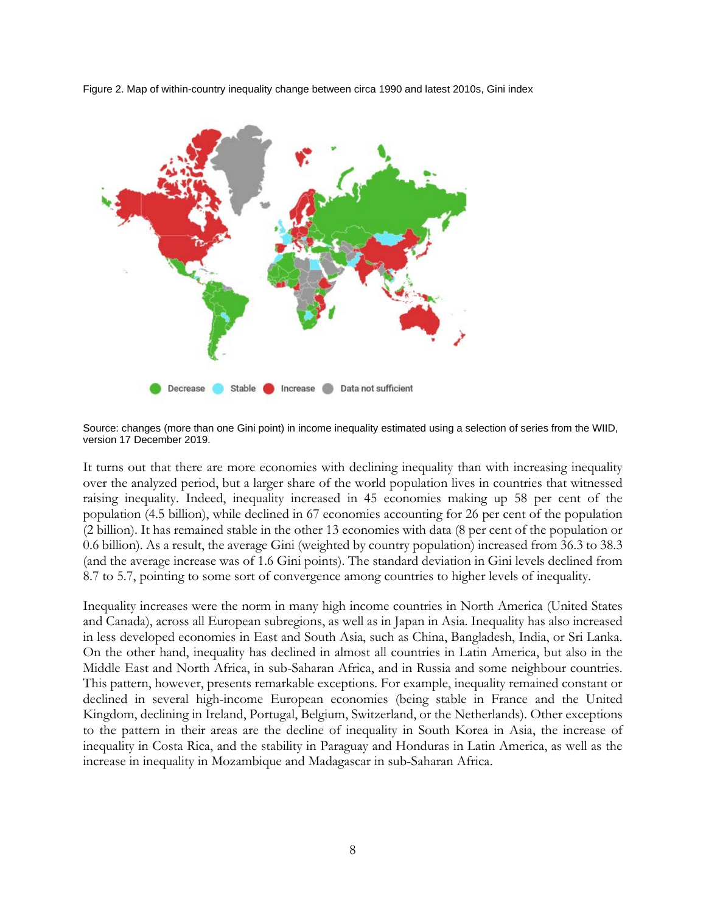Figure 2. Map of within-country inequality change between circa 1990 and latest 2010s, Gini index

Decrease Stable Increase Data not sufficient

Source: changes (more than one Gini point) in income inequality estimated using a selection of series from the WIID, version 17 December 2019.

It turns out that there are more economies with declining inequality than with increasing inequality over the analyzed period, but a larger share of the world population lives in countries that witnessed raising inequality. Indeed, inequality increased in 45 economies making up 58 per cent of the population (4.5 billion), while declined in 67 economies accounting for 26 per cent of the population (2 billion). It has remained stable in the other 13 economies with data (8 per cent of the population or 0.6 billion). As a result, the average Gini (weighted by country population) increased from 36.3 to 38.3 (and the average increase was of 1.6 Gini points). The standard deviation in Gini levels declined from 8.7 to 5.7, pointing to some sort of convergence among countries to higher levels of inequality.

Inequality increases were the norm in many high income countries in North America (United States and Canada), across all European subregions, as well as in Japan in Asia. Inequality has also increased in less developed economies in East and South Asia, such as China, Bangladesh, India, or Sri Lanka. On the other hand, inequality has declined in almost all countries in Latin America, but also in the Middle East and North Africa, in sub-Saharan Africa, and in Russia and some neighbour countries. This pattern, however, presents remarkable exceptions. For example, inequality remained constant or declined in several high-income European economies (being stable in France and the United Kingdom, declining in Ireland, Portugal, Belgium, Switzerland, or the Netherlands). Other exceptions to the pattern in their areas are the decline of inequality in South Korea in Asia, the increase of inequality in Costa Rica, and the stability in Paraguay and Honduras in Latin America, as well as the increase in inequality in Mozambique and Madagascar in sub-Saharan Africa.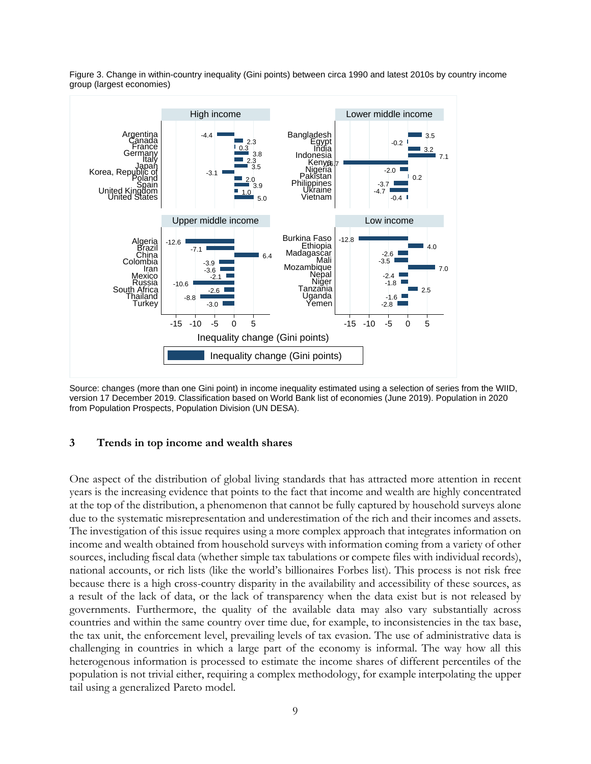Figure 3. Change in within-country inequality (Gini points) between circa 1990 and latest 2010s by country income group (largest economies)

Source: changes (more than one Gini point) in income inequality estimated using a selection of series from the WIID, version 17 December 2019. Classification based on World Bank list of economies (June 2019). Population in 2020 from Population Prospects, Population Division (UN DESA).

## 3 Trends in top income and wealth shares

One aspect of the distribution of global living standards that has attracted more attention in recent years is the increasing evidence that points to the fact that income and wealth are highly concentrated at the top of the distribution, a phenomenon that cannot be fully captured by household surveys alone due to the systematic misrepresentation and underestimation of the rich and their incomes and assets. The investigation of this issue requires using a more complex approach that integrates information on income and wealth obtained from household surveys with information coming from a variety of other sources, including fiscal data (whether simple tax tabulations or compete files with individual records), national accounts, or rich lists (like the world's billionaires Forbes list). This process is not risk free because there is a high cross-country disparity in the availability and accessibility of these sources, as a result of the lack of data, or the lack of transparency when the data exist but is not released by governments. Furthermore, the quality of the available data may also vary substantially across countries and within the same country over time due, for example, to inconsistencies in the tax base, the tax unit, the enforcement level, prevailing levels of tax evasion. The use of administrative data is challenging in countries in which a large part of the economy is informal. The way how all this heterogenous information is processed to estimate the income shares of different percentiles of the population is not trivial either, requiring a complex methodology, for example interpolating the upper tail using a generalized Pareto model.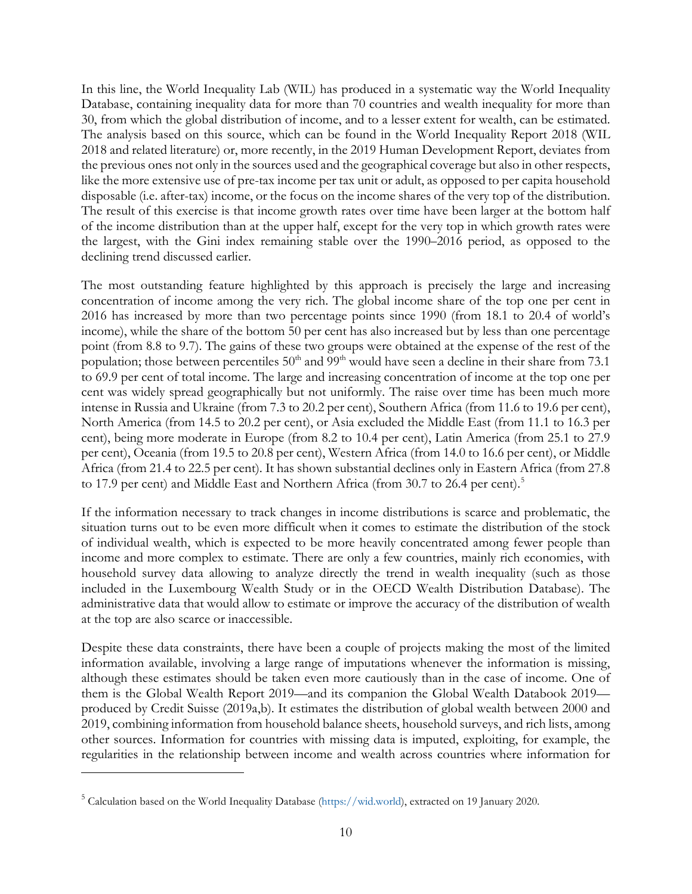In this line, the World Inequality Lab (WIL) has produced in a systematic way the World Inequality Database, containing inequality data for more than 70 countries and wealth inequality for more than 30, from which the global distribution of income, and to a lesser extent for wealth, can be estimated. The analysis based on this source, which can be found in the World Inequality Report 2018 (WIL 2018 and related literature) or, more recently, in the 2019 Human Development Report, deviates from the previous ones not only in the sources used and the geographical coverage but also in other respects, like the more extensive use of pre-tax income per tax unit or adult, as opposed to per capita household disposable (i.e. after-tax) income, or the focus on the income shares of the very top of the distribution. The result of this exercise is that income growth rates over time have been larger at the bottom half of the income distribution than at the upper half, except for the very top in which growth rates were the largest, with the Gini index remaining stable over the 1990–2016 period, as opposed to the declining trend discussed earlier.

The most outstanding feature highlighted by this approach is precisely the large and increasing concentration of income among the very rich. The global income share of the top one per cent in 2016 has increased by more than two percentage points since 1990 (from 18.1 to 20.4 of world's income), while the share of the bottom 50 per cent has also increased but by less than one percentage point (from 8.8 to 9.7). The gains of these two groups were obtained at the expense of the rest of the population; those between percentiles 50th and 99th would have seen a decline in their share from 73.1 to 69.9 per cent of total income. The large and increasing concentration of income at the top one per cent was widely spread geographically but not uniformly. The raise over time has been much more intense in Russia and Ukraine (from 7.3 to 20.2 per cent), Southern Africa (from 11.6 to 19.6 per cent), North America (from 14.5 to 20.2 per cent), or Asia excluded the Middle East (from 11.1 to 16.3 per cent), being more moderate in Europe (from 8.2 to 10.4 per cent), Latin America (from 25.1 to 27.9 per cent), Oceania (from 19.5 to 20.8 per cent), Western Africa (from 14.0 to 16.6 per cent), or Middle Africa (from 21.4 to 22.5 per cent). It has shown substantial declines only in Eastern Africa (from 27.8 to 17.9 per cent) and Middle East and Northern Africa (from 30.7 to 26.4 per cent).[5]

If the information necessary to track changes in income distributions is scarce and problematic, the situation turns out to be even more difficult when it comes to estimate the distribution of the stock of individual wealth, which is expected to be more heavily concentrated among fewer people than income and more complex to estimate. There are only a few countries, mainly rich economies, with household survey data allowing to analyze directly the trend in wealth inequality (such as those included in the Luxembourg Wealth Study or in the OECD Wealth Distribution Database). The administrative data that would allow to estimate or improve the accuracy of the distribution of wealth at the top are also scarce or inaccessible.

Despite these data constraints, there have been a couple of projects making the most of the limited information available, involving a large range of imputations whenever the information is missing, although these estimates should be taken even more cautiously than in the case of income. One of them is the Global Wealth Report 2019—and its companion the Global Wealth Databook 2019—produced by Credit Suisse (2019a,b). It estimates the distribution of global wealth between 2000 and 2019, combining information from household balance sheets, household surveys, and rich lists, among other sources. Information for countries with missing data is imputed, exploiting, for example, the regularities in the relationship between income and wealth across countries where information for

---

[5] Calculation based on the World Inequality Database (https://wid.world), extracted on 19 January 2020.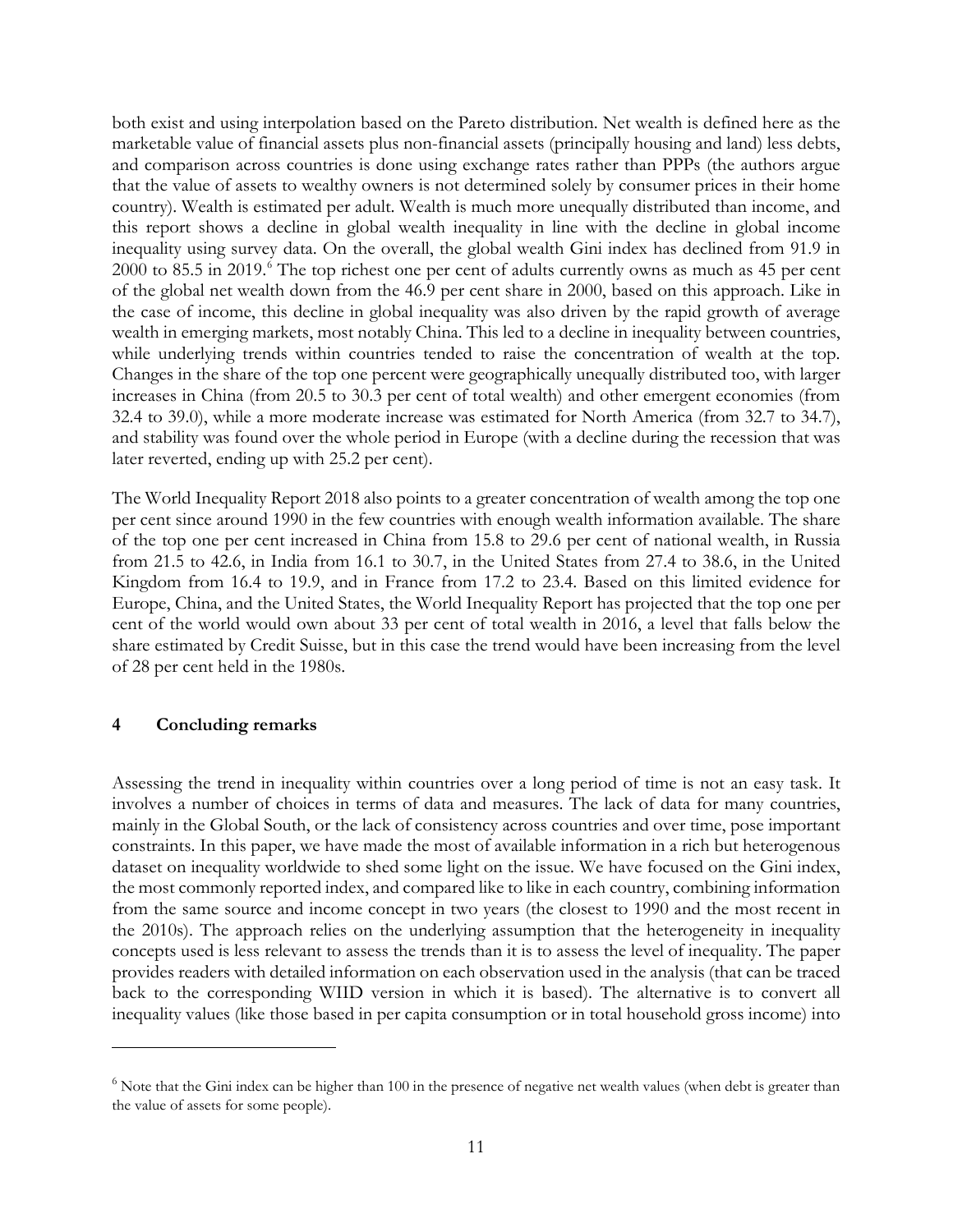both exist and using interpolation based on the Pareto distribution. Net wealth is defined here as the marketable value of financial assets plus non-financial assets (principally housing and land) less debts, and comparison across countries is done using exchange rates rather than PPPs (the authors argue that the value of assets to wealthy owners is not determined solely by consumer prices in their home country). Wealth is estimated per adult. Wealth is much more unequally distributed than income, and this report shows a decline in global wealth inequality in line with the decline in global income inequality using survey data. On the overall, the global wealth Gini index has declined from 91.9 in 2000 to 85.5 in 2019.[6] The top richest one per cent of adults currently owns as much as 45 per cent of the global net wealth down from the 46.9 per cent share in 2000, based on this approach. Like in the case of income, this decline in global inequality was also driven by the rapid growth of average wealth in emerging markets, most notably China. This led to a decline in inequality between countries, while underlying trends within countries tended to raise the concentration of wealth at the top. Changes in the share of the top one percent were geographically unequally distributed too, with larger increases in China (from 20.5 to 30.3 per cent of total wealth) and other emergent economies (from 32.4 to 39.0), while a more moderate increase was estimated for North America (from 32.7 to 34.7), and stability was found over the whole period in Europe (with a decline during the recession that was later reverted, ending up with 25.2 per cent).

The World Inequality Report 2018 also points to a greater concentration of wealth among the top one per cent since around 1990 in the few countries with enough wealth information available. The share of the top one per cent increased in China from 15.8 to 29.6 per cent of national wealth, in Russia from 21.5 to 42.6, in India from 16.1 to 30.7, in the United States from 27.4 to 38.6, in the United Kingdom from 16.4 to 19.9, and in France from 17.2 to 23.4. Based on this limited evidence for Europe, China, and the United States, the World Inequality Report has projected that the top one per cent of the world would own about 33 per cent of total wealth in 2016, a level that falls below the share estimated by Credit Suisse, but in this case the trend would have been increasing from the level of 28 per cent held in the 1980s.

## 4 Concluding remarks

Assessing the trend in inequality within countries over a long period of time is not an easy task. It involves a number of choices in terms of data and measures. The lack of data for many countries, mainly in the Global South, or the lack of consistency across countries and over time, pose important constraints. In this paper, we have made the most of available information in a rich but heterogenous dataset on inequality worldwide to shed some light on the issue. We have focused on the Gini index, the most commonly reported index, and compared like to like in each country, combining information from the same source and income concept in two years (the closest to 1990 and the most recent in the 2010s). The approach relies on the underlying assumption that the heterogeneity in inequality concepts used is less relevant to assess the trends than it is to assess the level of inequality. The paper provides readers with detailed information on each observation used in the analysis (that can be traced back to the corresponding WIID version in which it is based). The alternative is to convert all inequality values (like those based in per capita consumption or in total household gross income) into

[6] Note that the Gini index can be higher than 100 in the presence of negative net wealth values (when debt is greater than the value of assets for some people).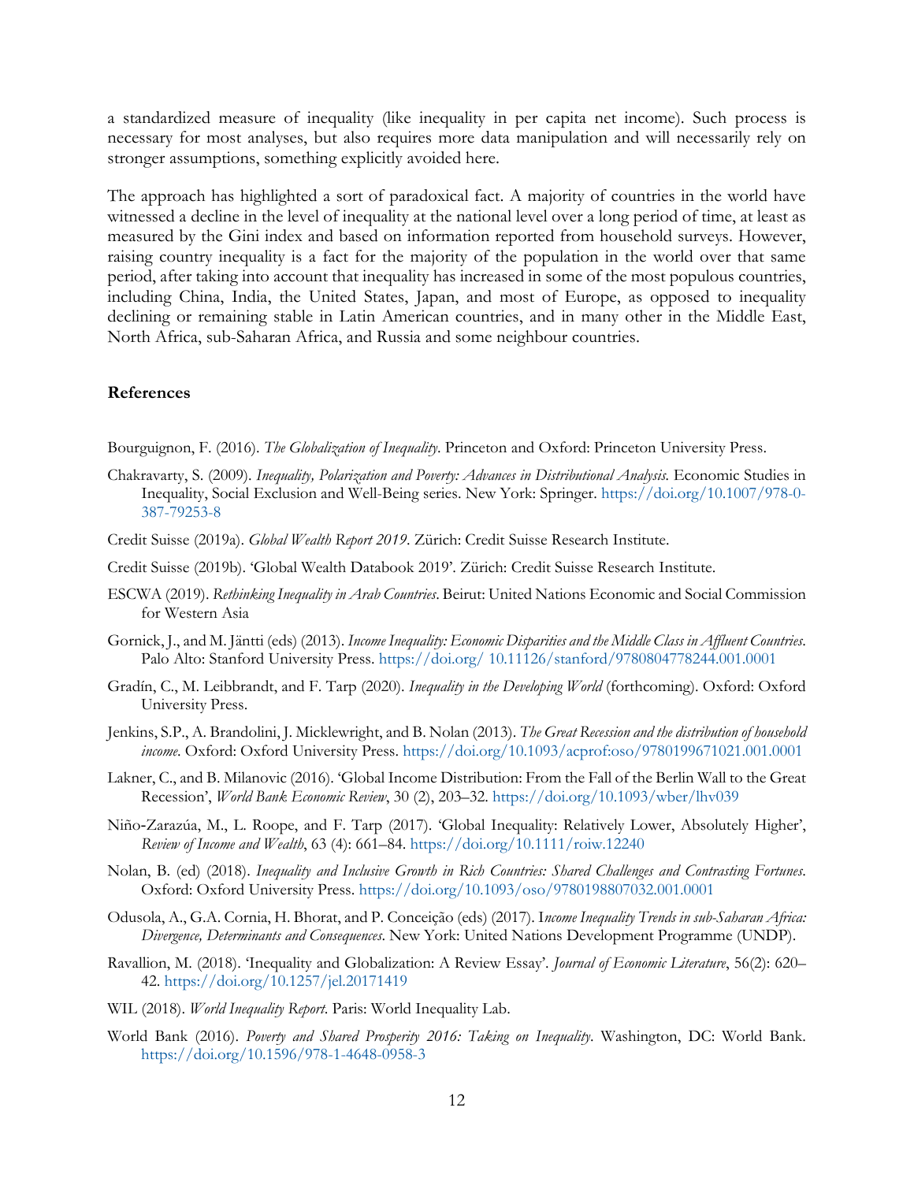a standardized measure of inequality (like inequality in per capita net income). Such process is necessary for most analyses, but also requires more data manipulation and will necessarily rely on stronger assumptions, something explicitly avoided here.

The approach has highlighted a sort of paradoxical fact. A majority of countries in the world have witnessed a decline in the level of inequality at the national level over a long period of time, at least as measured by the Gini index and based on information reported from household surveys. However, raising country inequality is a fact for the majority of the population in the world over that same period, after taking into account that inequality has increased in some of the most populous countries, including China, India, the United States, Japan, and most of Europe, as opposed to inequality declining or remaining stable in Latin American countries, and in many other in the Middle East, North Africa, sub-Saharan Africa, and Russia and some neighbour countries.

## References

Bourguignon, F. (2016). *The Globalization of Inequality*. Princeton and Oxford: Princeton University Press.

Chakravarty, S. (2009). *Inequality, Polarization and Poverty: Advances in Distributional Analysis.* Economic Studies in Inequality, Social Exclusion and Well-Being series. New York: Springer. https://doi.org/10.1007/978-0-387-79253-8

Credit Suisse (2019a). *Global Wealth Report 2019*. Zürich: Credit Suisse Research Institute.

Credit Suisse (2019b). 'Global Wealth Databook 2019'. Zürich: Credit Suisse Research Institute.

ESCWA (2019). *Rethinking Inequality in Arab Countries*. Beirut: United Nations Economic and Social Commission for Western Asia

Gornick, J., and M. Jäntti (eds) (2013). *Income Inequality: Economic Disparities and the Middle Class in Affluent Countries*. Palo Alto: Stanford University Press. https://doi.org/ 10.11126/stanford/9780804778244.001.0001

Gradín, C., M. Leibbrandt, and F. Tarp (2020). *Inequality in the Developing World* (forthcoming). Oxford: Oxford University Press.

Jenkins, S.P., A. Brandolini, J. Micklewright, and B. Nolan (2013). *The Great Recession and the distribution of household income*. Oxford: Oxford University Press. https://doi.org/10.1093/acprof:oso/9780199671021.001.0001

Lakner, C., and B. Milanovic (2016). 'Global Income Distribution: From the Fall of the Berlin Wall to the Great Recession', *World Bank Economic Review*, 30 (2), 203–32. https://doi.org/10.1093/wber/lhv039

Niño-Zarazúa, M., L. Roope, and F. Tarp (2017). 'Global Inequality: Relatively Lower, Absolutely Higher', *Review of Income and Wealth*, 63 (4): 661–84. https://doi.org/10.1111/roiw.12240

Nolan, B. (ed) (2018). *Inequality and Inclusive Growth in Rich Countries: Shared Challenges and Contrasting Fortunes*. Oxford: Oxford University Press. https://doi.org/10.1093/oso/9780198807032.001.0001

Odusola, A., G.A. Cornia, H. Bhorat, and P. Conceição (eds) (2017). I*ncome Inequality Trends in sub-Saharan Africa: Divergence, Determinants and Consequences*. New York: United Nations Development Programme (UNDP).

Ravallion, M. (2018). 'Inequality and Globalization: A Review Essay'. *Journal of Economic Literature*, 56(2): 620–42. https://doi.org/10.1257/jel.20171419

WIL (2018). *World Inequality Report*. Paris: World Inequality Lab.

World Bank (2016). *Poverty and Shared Prosperity 2016: Taking on Inequality*. Washington, DC: World Bank. https://doi.org/10.1596/978-1-4648-0958-3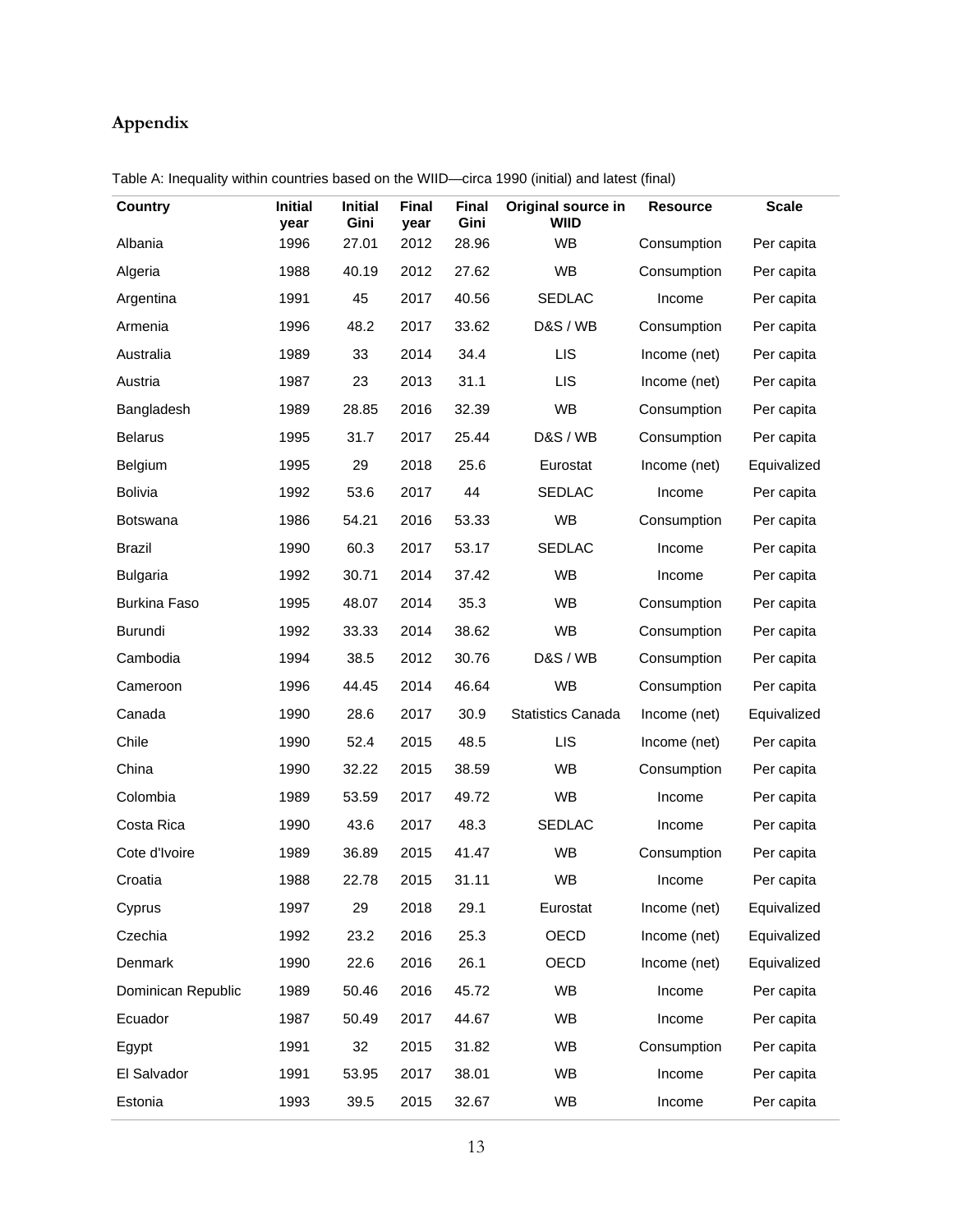# Appendix

Table A: Inequality within countries based on the WIID—circa 1990 (initial) and latest (final)

| Country | Initial year | Initial Gini | Final year | Final Gini | Original source in WIID | Resource | Scale |
|---|---|---|---|---|---|---|---|
| Albania | 1996 | 27.01 | 2012 | 28.96 | WB | Consumption | Per capita |
| Algeria | 1988 | 40.19 | 2012 | 27.62 | WB | Consumption | Per capita |
| Argentina | 1991 | 45 | 2017 | 40.56 | SEDLAC | Income | Per capita |
| Armenia | 1996 | 48.2 | 2017 | 33.62 | D&S / WB | Consumption | Per capita |
| Australia | 1989 | 33 | 2014 | 34.4 | LIS | Income (net) | Per capita |
| Austria | 1987 | 23 | 2013 | 31.1 | LIS | Income (net) | Per capita |
| Bangladesh | 1989 | 28.85 | 2016 | 32.39 | WB | Consumption | Per capita |
| Belarus | 1995 | 31.7 | 2017 | 25.44 | D&S / WB | Consumption | Per capita |
| Belgium | 1995 | 29 | 2018 | 25.6 | Eurostat | Income (net) | Equivalized |
| Bolivia | 1992 | 53.6 | 2017 | 44 | SEDLAC | Income | Per capita |
| Botswana | 1986 | 54.21 | 2016 | 53.33 | WB | Consumption | Per capita |
| Brazil | 1990 | 60.3 | 2017 | 53.17 | SEDLAC | Income | Per capita |
| Bulgaria | 1992 | 30.71 | 2014 | 37.42 | WB | Income | Per capita |
| Burkina Faso | 1995 | 48.07 | 2014 | 35.3 | WB | Consumption | Per capita |
| Burundi | 1992 | 33.33 | 2014 | 38.62 | WB | Consumption | Per capita |
| Cambodia | 1994 | 38.5 | 2012 | 30.76 | D&S / WB | Consumption | Per capita |
| Cameroon | 1996 | 44.45 | 2014 | 46.64 | WB | Consumption | Per capita |
| Canada | 1990 | 28.6 | 2017 | 30.9 | Statistics Canada | Income (net) | Equivalized |
| Chile | 1990 | 52.4 | 2015 | 48.5 | LIS | Income (net) | Per capita |
| China | 1990 | 32.22 | 2015 | 38.59 | WB | Consumption | Per capita |
| Colombia | 1989 | 53.59 | 2017 | 49.72 | WB | Income | Per capita |
| Costa Rica | 1990 | 43.6 | 2017 | 48.3 | SEDLAC | Income | Per capita |
| Cote d'Ivoire | 1989 | 36.89 | 2015 | 41.47 | WB | Consumption | Per capita |
| Croatia | 1988 | 22.78 | 2015 | 31.11 | WB | Income | Per capita |
| Cyprus | 1997 | 29 | 2018 | 29.1 | Eurostat | Income (net) | Equivalized |
| Czechia | 1992 | 23.2 | 2016 | 25.3 | OECD | Income (net) | Equivalized |
| Denmark | 1990 | 22.6 | 2016 | 26.1 | OECD | Income (net) | Equivalized |
| Dominican Republic | 1989 | 50.46 | 2016 | 45.72 | WB | Income | Per capita |
| Ecuador | 1987 | 50.49 | 2017 | 44.67 | WB | Income | Per capita |
| Egypt | 1991 | 32 | 2015 | 31.82 | WB | Consumption | Per capita |
| El Salvador | 1991 | 53.95 | 2017 | 38.01 | WB | Income | Per capita |
| Estonia | 1993 | 39.5 | 2015 | 32.67 | WB | Income | Per capita |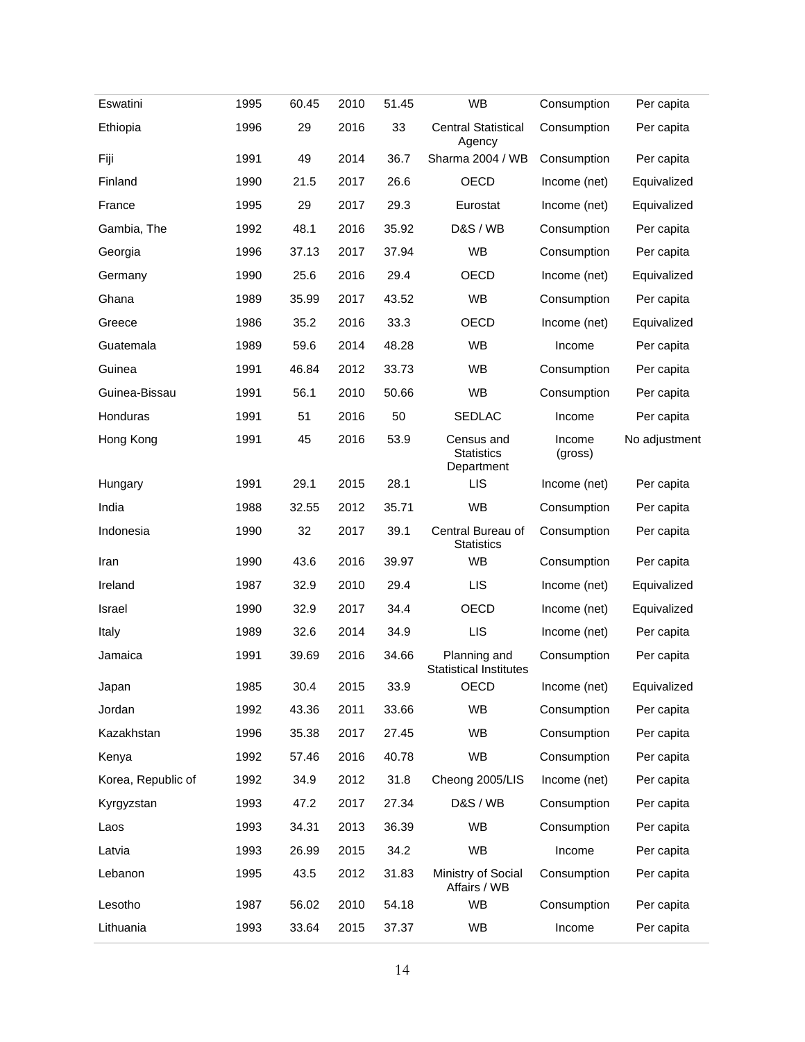| | | | | | | | |
|---|---|---|---|---|---|---|---|
| Eswatini | 1995 | 60.45 | 2010 | 51.45 | WB | Consumption | Per capita |
| Ethiopia | 1996 | 29 | 2016 | 33 | Central Statistical Agency | Consumption | Per capita |
| Fiji | 1991 | 49 | 2014 | 36.7 | Sharma 2004 / WB | Consumption | Per capita |
| Finland | 1990 | 21.5 | 2017 | 26.6 | OECD | Income (net) | Equivalized |
| France | 1995 | 29 | 2017 | 29.3 | Eurostat | Income (net) | Equivalized |
| Gambia, The | 1992 | 48.1 | 2016 | 35.92 | D&S / WB | Consumption | Per capita |
| Georgia | 1996 | 37.13 | 2017 | 37.94 | WB | Consumption | Per capita |
| Germany | 1990 | 25.6 | 2016 | 29.4 | OECD | Income (net) | Equivalized |
| Ghana | 1989 | 35.99 | 2017 | 43.52 | WB | Consumption | Per capita |
| Greece | 1986 | 35.2 | 2016 | 33.3 | OECD | Income (net) | Equivalized |
| Guatemala | 1989 | 59.6 | 2014 | 48.28 | WB | Income | Per capita |
| Guinea | 1991 | 46.84 | 2012 | 33.73 | WB | Consumption | Per capita |
| Guinea-Bissau | 1991 | 56.1 | 2010 | 50.66 | WB | Consumption | Per capita |
| Honduras | 1991 | 51 | 2016 | 50 | SEDLAC | Income | Per capita |
| Hong Kong | 1991 | 45 | 2016 | 53.9 | Census and Statistics Department | Income (gross) | No adjustment |
| Hungary | 1991 | 29.1 | 2015 | 28.1 | LIS | Income (net) | Per capita |
| India | 1988 | 32.55 | 2012 | 35.71 | WB | Consumption | Per capita |
| Indonesia | 1990 | 32 | 2017 | 39.1 | Central Bureau of Statistics | Consumption | Per capita |
| Iran | 1990 | 43.6 | 2016 | 39.97 | WB | Consumption | Per capita |
| Ireland | 1987 | 32.9 | 2010 | 29.4 | LIS | Income (net) | Equivalized |
| Israel | 1990 | 32.9 | 2017 | 34.4 | OECD | Income (net) | Equivalized |
| Italy | 1989 | 32.6 | 2014 | 34.9 | LIS | Income (net) | Per capita |
| Jamaica | 1991 | 39.69 | 2016 | 34.66 | Planning and Statistical Institutes | Consumption | Per capita |
| Japan | 1985 | 30.4 | 2015 | 33.9 | OECD | Income (net) | Equivalized |
| Jordan | 1992 | 43.36 | 2011 | 33.66 | WB | Consumption | Per capita |
| Kazakhstan | 1996 | 35.38 | 2017 | 27.45 | WB | Consumption | Per capita |
| Kenya | 1992 | 57.46 | 2016 | 40.78 | WB | Consumption | Per capita |
| Korea, Republic of | 1992 | 34.9 | 2012 | 31.8 | Cheong 2005/LIS | Income (net) | Per capita |
| Kyrgyzstan | 1993 | 47.2 | 2017 | 27.34 | D&S / WB | Consumption | Per capita |
| Laos | 1993 | 34.31 | 2013 | 36.39 | WB | Consumption | Per capita |
| Latvia | 1993 | 26.99 | 2015 | 34.2 | WB | Income | Per capita |
| Lebanon | 1995 | 43.5 | 2012 | 31.83 | Ministry of Social Affairs / WB | Consumption | Per capita |
| Lesotho | 1987 | 56.02 | 2010 | 54.18 | WB | Consumption | Per capita |
| Lithuania | 1993 | 33.64 | 2015 | 37.37 | WB | Income | Per capita |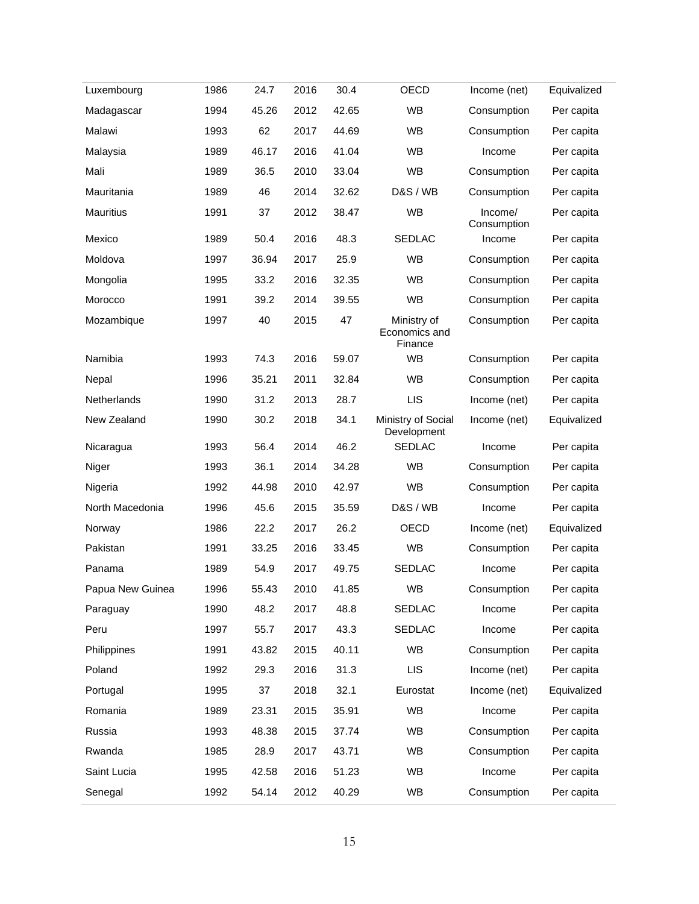| | | | | | | | |
|---|---|---|---|---|---|---|---|
| Luxembourg | 1986 | 24.7 | 2016 | 30.4 | OECD | Income (net) | Equivalized |
| Madagascar | 1994 | 45.26 | 2012 | 42.65 | WB | Consumption | Per capita |
| Malawi | 1993 | 62 | 2017 | 44.69 | WB | Consumption | Per capita |
| Malaysia | 1989 | 46.17 | 2016 | 41.04 | WB | Income | Per capita |
| Mali | 1989 | 36.5 | 2010 | 33.04 | WB | Consumption | Per capita |
| Mauritania | 1989 | 46 | 2014 | 32.62 | D&S / WB | Consumption | Per capita |
| Mauritius | 1991 | 37 | 2012 | 38.47 | WB | Income/ Consumption | Per capita |
| Mexico | 1989 | 50.4 | 2016 | 48.3 | SEDLAC | Income | Per capita |
| Moldova | 1997 | 36.94 | 2017 | 25.9 | WB | Consumption | Per capita |
| Mongolia | 1995 | 33.2 | 2016 | 32.35 | WB | Consumption | Per capita |
| Morocco | 1991 | 39.2 | 2014 | 39.55 | WB | Consumption | Per capita |
| Mozambique | 1997 | 40 | 2015 | 47 | Ministry of Economics and Finance | Consumption | Per capita |
| Namibia | 1993 | 74.3 | 2016 | 59.07 | WB | Consumption | Per capita |
| Nepal | 1996 | 35.21 | 2011 | 32.84 | WB | Consumption | Per capita |
| Netherlands | 1990 | 31.2 | 2013 | 28.7 | LIS | Income (net) | Per capita |
| New Zealand | 1990 | 30.2 | 2018 | 34.1 | Ministry of Social Development | Income (net) | Equivalized |
| Nicaragua | 1993 | 56.4 | 2014 | 46.2 | SEDLAC | Income | Per capita |
| Niger | 1993 | 36.1 | 2014 | 34.28 | WB | Consumption | Per capita |
| Nigeria | 1992 | 44.98 | 2010 | 42.97 | WB | Consumption | Per capita |
| North Macedonia | 1996 | 45.6 | 2015 | 35.59 | D&S / WB | Income | Per capita |
| Norway | 1986 | 22.2 | 2017 | 26.2 | OECD | Income (net) | Equivalized |
| Pakistan | 1991 | 33.25 | 2016 | 33.45 | WB | Consumption | Per capita |
| Panama | 1989 | 54.9 | 2017 | 49.75 | SEDLAC | Income | Per capita |
| Papua New Guinea | 1996 | 55.43 | 2010 | 41.85 | WB | Consumption | Per capita |
| Paraguay | 1990 | 48.2 | 2017 | 48.8 | SEDLAC | Income | Per capita |
| Peru | 1997 | 55.7 | 2017 | 43.3 | SEDLAC | Income | Per capita |
| Philippines | 1991 | 43.82 | 2015 | 40.11 | WB | Consumption | Per capita |
| Poland | 1992 | 29.3 | 2016 | 31.3 | LIS | Income (net) | Per capita |
| Portugal | 1995 | 37 | 2018 | 32.1 | Eurostat | Income (net) | Equivalized |
| Romania | 1989 | 23.31 | 2015 | 35.91 | WB | Income | Per capita |
| Russia | 1993 | 48.38 | 2015 | 37.74 | WB | Consumption | Per capita |
| Rwanda | 1985 | 28.9 | 2017 | 43.71 | WB | Consumption | Per capita |
| Saint Lucia | 1995 | 42.58 | 2016 | 51.23 | WB | Income | Per capita |
| Senegal | 1992 | 54.14 | 2012 | 40.29 | WB | Consumption | Per capita |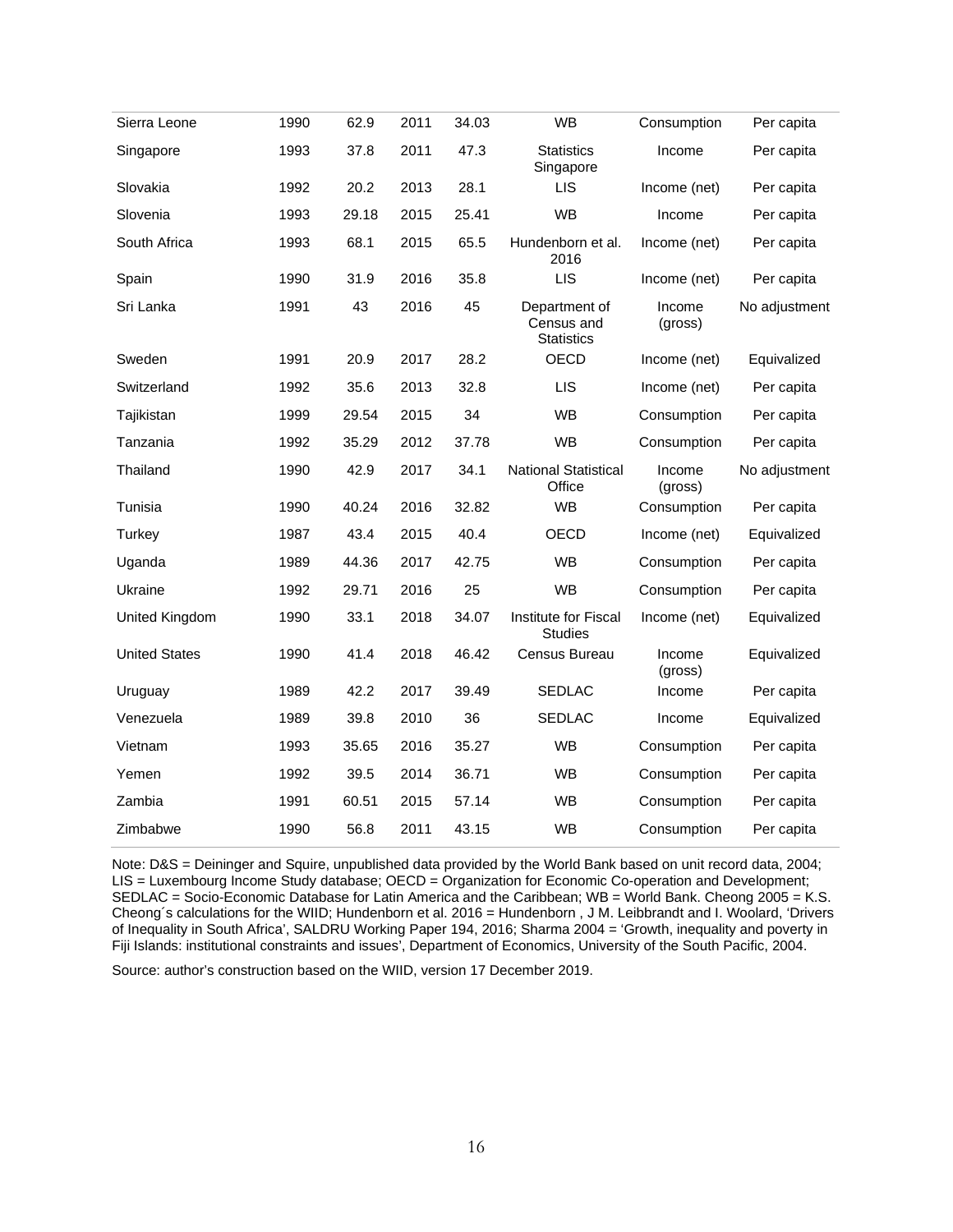| | | | | | | | |
|---|---|---|---|---|---|---|---|
| Sierra Leone | 1990 | 62.9 | 2011 | 34.03 | WB | Consumption | Per capita |
| Singapore | 1993 | 37.8 | 2011 | 47.3 | Statistics Singapore | Income | Per capita |
| Slovakia | 1992 | 20.2 | 2013 | 28.1 | LIS | Income (net) | Per capita |
| Slovenia | 1993 | 29.18 | 2015 | 25.41 | WB | Income | Per capita |
| South Africa | 1993 | 68.1 | 2015 | 65.5 | Hundenborn et al. 2016 | Income (net) | Per capita |
| Spain | 1990 | 31.9 | 2016 | 35.8 | LIS | Income (net) | Per capita |
| Sri Lanka | 1991 | 43 | 2016 | 45 | Department of Census and Statistics | Income (gross) | No adjustment |
| Sweden | 1991 | 20.9 | 2017 | 28.2 | OECD | Income (net) | Equivalized |
| Switzerland | 1992 | 35.6 | 2013 | 32.8 | LIS | Income (net) | Per capita |
| Tajikistan | 1999 | 29.54 | 2015 | 34 | WB | Consumption | Per capita |
| Tanzania | 1992 | 35.29 | 2012 | 37.78 | WB | Consumption | Per capita |
| Thailand | 1990 | 42.9 | 2017 | 34.1 | National Statistical Office | Income (gross) | No adjustment |
| Tunisia | 1990 | 40.24 | 2016 | 32.82 | WB | Consumption | Per capita |
| Turkey | 1987 | 43.4 | 2015 | 40.4 | OECD | Income (net) | Equivalized |
| Uganda | 1989 | 44.36 | 2017 | 42.75 | WB | Consumption | Per capita |
| Ukraine | 1992 | 29.71 | 2016 | 25 | WB | Consumption | Per capita |
| United Kingdom | 1990 | 33.1 | 2018 | 34.07 | Institute for Fiscal Studies | Income (net) | Equivalized |
| United States | 1990 | 41.4 | 2018 | 46.42 | Census Bureau | Income (gross) | Equivalized |
| Uruguay | 1989 | 42.2 | 2017 | 39.49 | SEDLAC | Income | Per capita |
| Venezuela | 1989 | 39.8 | 2010 | 36 | SEDLAC | Income | Equivalized |
| Vietnam | 1993 | 35.65 | 2016 | 35.27 | WB | Consumption | Per capita |
| Yemen | 1992 | 39.5 | 2014 | 36.71 | WB | Consumption | Per capita |
| Zambia | 1991 | 60.51 | 2015 | 57.14 | WB | Consumption | Per capita |
| Zimbabwe | 1990 | 56.8 | 2011 | 43.15 | WB | Consumption | Per capita |

Note: D&S = Deininger and Squire, unpublished data provided by the World Bank based on unit record data, 2004; LIS = Luxembourg Income Study database; OECD = Organization for Economic Co-operation and Development; SEDLAC = Socio-Economic Database for Latin America and the Caribbean; WB = World Bank. Cheong 2005 = K.S. Cheong´s calculations for the WIID; Hundenborn et al. 2016 = Hundenborn , J M. Leibbrandt and I. Woolard, 'Drivers of Inequality in South Africa', SALDRU Working Paper 194, 2016; Sharma 2004 = 'Growth, inequality and poverty in Fiji Islands: institutional constraints and issues', Department of Economics, University of the South Pacific, 2004.

Source: author's construction based on the WIID, version 17 December 2019.